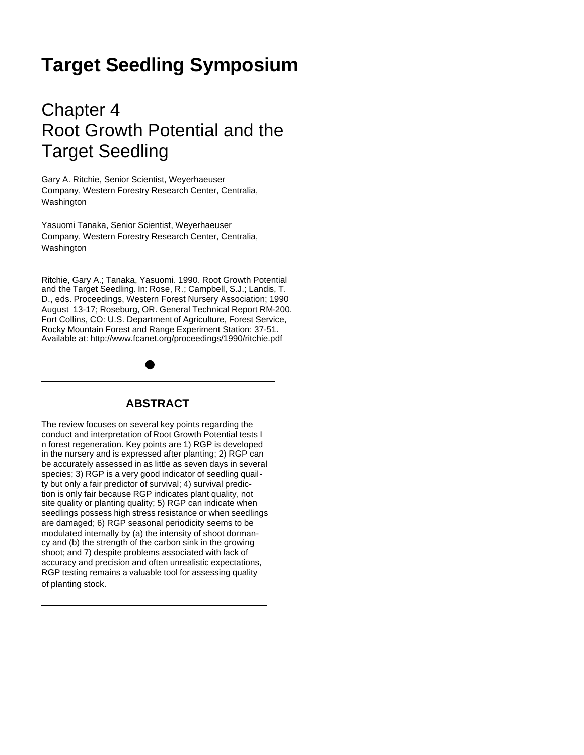# Target Seedling Symposium

## Chapter 4
## Root Growth Potential and the Target Seedling

Gary A. Ritchie, Senior Scientist, Weyerhaeuser Company, Western Forestry Research Center, Centralia, Washington

Yasuomi Tanaka, Senior Scientist, Weyerhaeuser Company, Western Forestry Research Center, Centralia, Washington

Ritchie, Gary A.; Tanaka, Yasuomi. 1990. Root Growth Potential and the Target Seedling. In: Rose, R.; Campbell, S.J.; Landis, T. D., eds. Proceedings, Western Forest Nursery Association; 1990 August 13-17; Roseburg, OR. General Technical Report RM-200. Fort Collins, CO: U.S. Department of Agriculture, Forest Service, Rocky Mountain Forest and Range Experiment Station: 37-51. Available at: http://www.fcanet.org/proceedings/1990/ritchie.pdf

### ABSTRACT

The review focuses on several key points regarding the conduct and interpretation of Root Growth Potential tests in forest regeneration. Key points are 1) RGP is developed in the nursery and is expressed after planting; 2) RGP can be accurately assessed in as little as seven days in several species; 3) RGP is a very good indicator of seedling quality but only a fair predictor of survival; 4) survival prediction is only fair because RGP indicates plant quality, not site quality or planting quality; 5) RGP can indicate when seedlings possess high stress resistance or when seedlings are damaged; 6) RGP seasonal periodicity seems to be modulated internally by (a) the intensity of shoot dormancy and (b) the strength of the carbon sink in the growing shoot; and 7) despite problems associated with lack of accuracy and precision and often unrealistic expectations, RGP testing remains a valuable tool for assessing quality of planting stock.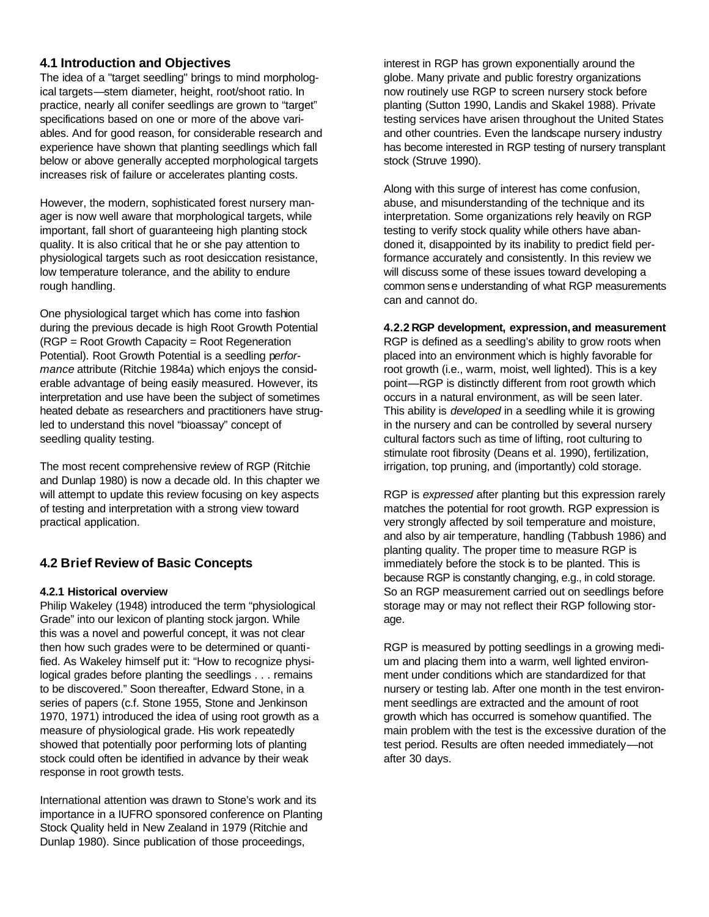## 4.1 Introduction and Objectives

The idea of a "target seedling" brings to mind morphological targets—stem diameter, height, root/shoot ratio. In practice, nearly all conifer seedlings are grown to "target" specifications based on one or more of the above variables. And for good reason, for considerable research and experience have shown that planting seedlings which fall below or above generally accepted morphological targets increases risk of failure or accelerates planting costs.

However, the modern, sophisticated forest nursery manager is now well aware that morphological targets, while important, fall short of guaranteeing high planting stock quality. It is also critical that he or she pay attention to physiological targets such as root desiccation resistance, low temperature tolerance, and the ability to endure rough handling.

One physiological target which has come into fashion during the previous decade is high Root Growth Potential (RGP = Root Growth Capacity = Root Regeneration Potential). Root Growth Potential is a seedling *performance* attribute (Ritchie 1984a) which enjoys the considerable advantage of being easily measured. However, its interpretation and use have been the subject of sometimes heated debate as researchers and practitioners have struggled to understand this novel "bioassay" concept of seedling quality testing.

The most recent comprehensive review of RGP (Ritchie and Dunlap 1980) is now a decade old. In this chapter we will attempt to update this review focusing on key aspects of testing and interpretation with a strong view toward practical application.

## 4.2 Brief Review of Basic Concepts

### 4.2.1 Historical overview

Philip Wakeley (1948) introduced the term "physiological Grade" into our lexicon of planting stock jargon. While this was a novel and powerful concept, it was not clear then how such grades were to be determined or quantified. As Wakeley himself put it: "How to recognize physiological grades before planting the seedlings . . . remains to be discovered." Soon thereafter, Edward Stone, in a series of papers (c.f. Stone 1955, Stone and Jenkinson 1970, 1971) introduced the idea of using root growth as a measure of physiological grade. His work repeatedly showed that potentially poor performing lots of planting stock could often be identified in advance by their weak response in root growth tests.

International attention was drawn to Stone's work and its importance in a IUFRO sponsored conference on Planting Stock Quality held in New Zealand in 1979 (Ritchie and Dunlap 1980). Since publication of those proceedings, interest in RGP has grown exponentially around the globe. Many private and public forestry organizations now routinely use RGP to screen nursery stock before planting (Sutton 1990, Landis and Skakel 1988). Private testing services have arisen throughout the United States and other countries. Even the landscape nursery industry has become interested in RGP testing of nursery transplant stock (Struve 1990).

Along with this surge of interest has come confusion, abuse, and misunderstanding of the technique and its interpretation. Some organizations rely heavily on RGP testing to verify stock quality while others have abandoned it, disappointed by its inability to predict field performance accurately and consistently. In this review we will discuss some of these issues toward developing a common sense understanding of what RGP measurements can and cannot do.

### 4.2.2 RGP development, expression, and measurement

RGP is defined as a seedling's ability to grow roots when placed into an environment which is highly favorable for root growth (i.e., warm, moist, well lighted). This is a key point—RGP is distinctly different from root growth which occurs in a natural environment, as will be seen later. This ability is *developed* in a seedling while it is growing in the nursery and can be controlled by several nursery cultural factors such as time of lifting, root culturing to stimulate root fibrosity (Deans et al. 1990), fertilization, irrigation, top pruning, and (importantly) cold storage.

RGP is *expressed* after planting but this expression rarely matches the potential for root growth. RGP expression is very strongly affected by soil temperature and moisture, and also by air temperature, handling (Tabbush 1986) and planting quality. The proper time to measure RGP is immediately before the stock is to be planted. This is because RGP is constantly changing, e.g., in cold storage. So an RGP measurement carried out on seedlings before storage may or may not reflect their RGP following storage.

RGP is measured by potting seedlings in a growing medium and placing them into a warm, well lighted environment under conditions which are standardized for that nursery or testing lab. After one month in the test environment seedlings are extracted and the amount of root growth which has occurred is somehow quantified. The main problem with the test is the excessive duration of the test period. Results are often needed immediately—not after 30 days.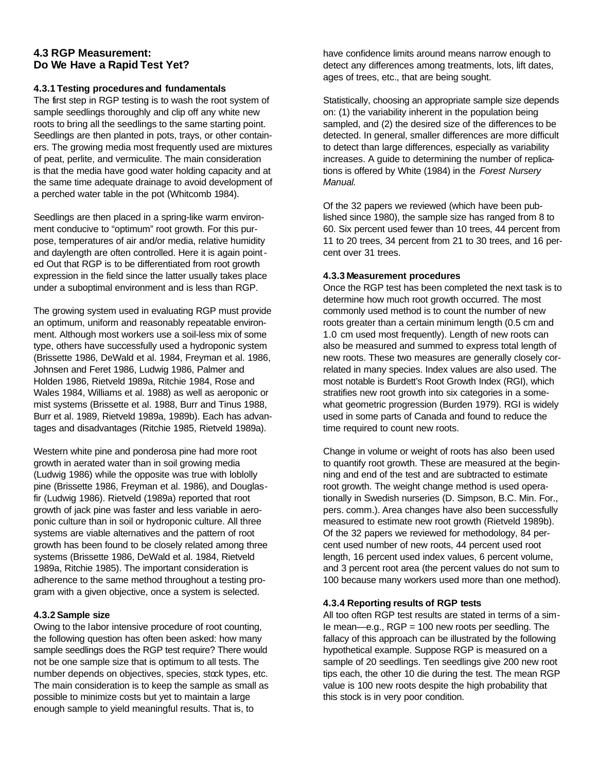## 4.3 RGP Measurement: Do We Have a Rapid Test Yet?

### 4.3.1 Testing procedures and fundamentals

The first step in RGP testing is to wash the root system of sample seedlings thoroughly and clip off any white new roots to bring all the seedlings to the same starting point. Seedlings are then planted in pots, trays, or other containers. The growing media most frequently used are mixtures of peat, perlite, and vermiculite. The main consideration is that the media have good water holding capacity and at the same time adequate drainage to avoid development of a perched water table in the pot (Whitcomb 1984).

Seedlings are then placed in a spring-like warm environment conducive to "optimum" root growth. For this purpose, temperatures of air and/or media, relative humidity and daylength are often controlled. Here it is again pointed Out that RGP is to be differentiated from root growth expression in the field since the latter usually takes place under a suboptimal environment and is less than RGP.

The growing system used in evaluating RGP must provide an optimum, uniform and reasonably repeatable environment. Although most workers use a soil-less mix of some type, others have successfully used a hydroponic system (Brissette 1986, DeWald et al. 1984, Freyman et al. 1986, Johnsen and Feret 1986, Ludwig 1986, Palmer and Holden 1986, Rietveld 1989a, Ritchie 1984, Rose and Wales 1984, Williams et al. 1988) as well as aeroponic or mist systems (Brissette et al. 1988, Burr and Tinus 1988, Burr et al. 1989, Rietveld 1989a, 1989b). Each has advantages and disadvantages (Ritchie 1985, Rietveld 1989a).

Western white pine and ponderosa pine had more root growth in aerated water than in soil growing media (Ludwig 1986) while the opposite was true with loblolly pine (Brissette 1986, Freyman et al. 1986), and Douglas-fir (Ludwig 1986). Rietveld (1989a) reported that root growth of jack pine was faster and less variable in aeroponic culture than in soil or hydroponic culture. All three systems are viable alternatives and the pattern of root growth has been found to be closely related among three systems (Brissette 1986, DeWald et al. 1984, Rietveld 1989a, Ritchie 1985). The important consideration is adherence to the same method throughout a testing program with a given objective, once a system is selected.

### 4.3.2 Sample size

Owing to the labor intensive procedure of root counting, the following question has often been asked: how many sample seedlings does the RGP test require? There would not be one sample size that is optimum to all tests. The number depends on objectives, species, stock types, etc. The main consideration is to keep the sample as small as possible to minimize costs but yet to maintain a large enough sample to yield meaningful results. That is, to have confidence limits around means narrow enough to detect any differences among treatments, lots, lift dates, ages of trees, etc., that are being sought.

Statistically, choosing an appropriate sample size depends on: (1) the variability inherent in the population being sampled, and (2) the desired size of the differences to be detected. In general, smaller differences are more difficult to detect than large differences, especially as variability increases. A guide to determining the number of replications is offered by White (1984) in the *Forest Nursery Manual.*

Of the 32 papers we reviewed (which have been published since 1980), the sample size has ranged from 8 to 60. Six percent used fewer than 10 trees, 44 percent from 11 to 20 trees, 34 percent from 21 to 30 trees, and 16 percent over 31 trees.

### 4.3.3 Measurement procedures

Once the RGP test has been completed the next task is to determine how much root growth occurred. The most commonly used method is to count the number of new roots greater than a certain minimum length (0.5 cm and 1.0 cm used most frequently). Length of new roots can also be measured and summed to express total length of new roots. These two measures are generally closely correlated in many species. Index values are also used. The most notable is Burdett's Root Growth Index (RGI), which stratifies new root growth into six categories in a somewhat geometric progression (Burden 1979). RGI is widely used in some parts of Canada and found to reduce the time required to count new roots.

Change in volume or weight of roots has also been used to quantify root growth. These are measured at the beginning and end of the test and are subtracted to estimate root growth. The weight change method is used operationally in Swedish nurseries (D. Simpson, B.C. Min. For., pers. comm.). Area changes have also been successfully measured to estimate new root growth (Rietveld 1989b). Of the 32 papers we reviewed for methodology, 84 percent used number of new roots, 44 percent used root length, 16 percent used index values, 6 percent volume, and 3 percent root area (the percent values do not sum to 100 because many workers used more than one method).

### 4.3.4 Reporting results of RGP tests

All too often RGP test results are stated in terms of a simple mean—e.g., RGP = 100 new roots per seedling. The fallacy of this approach can be illustrated by the following hypothetical example. Suppose RGP is measured on a sample of 20 seedlings. Ten seedlings give 200 new root tips each, the other 10 die during the test. The mean RGP value is 100 new roots despite the high probability that this stock is in very poor condition.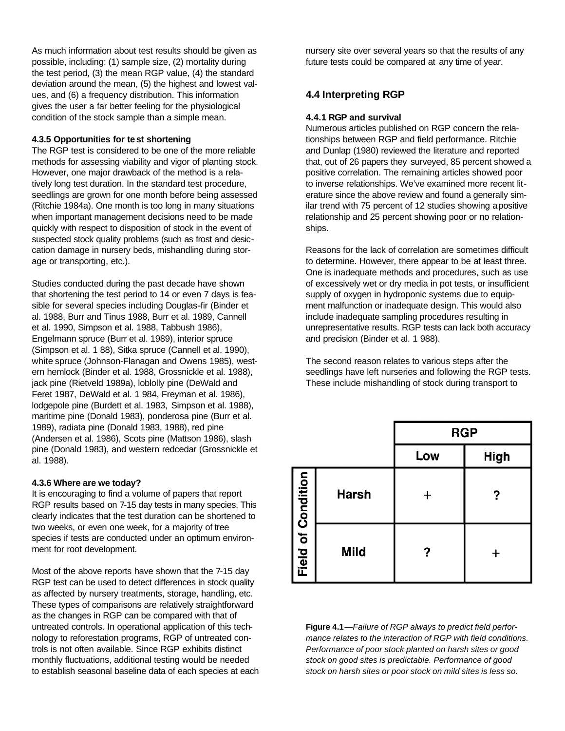As much information about test results should be given as possible, including: (1) sample size, (2) mortality during the test period, (3) the mean RGP value, (4) the standard deviation around the mean, (5) the highest and lowest values, and (6) a frequency distribution. This information gives the user a far better feeling for the physiological condition of the stock sample than a simple mean.

#### 4.3.5 Opportunities for test shortening

The RGP test is considered to be one of the more reliable methods for assessing viability and vigor of planting stock. However, one major drawback of the method is a relatively long test duration. In the standard test procedure, seedlings are grown for one month before being assessed (Ritchie 1984a). One month is too long in many situations when important management decisions need to be made quickly with respect to disposition of stock in the event of suspected stock quality problems (such as frost and desiccation damage in nursery beds, mishandling during storage or transporting, etc.).

Studies conducted during the past decade have shown that shortening the test period to 14 or even 7 days is feasible for several species including Douglas-fir (Binder et al. 1988, Burr and Tinus 1988, Burr et al. 1989, Cannell et al. 1990, Simpson et al. 1988, Tabbush 1986), Engelmann spruce (Burr et al. 1989), interior spruce (Simpson et al. 1 88), Sitka spruce (Cannell et al. 1990), white spruce (Johnson-Flanagan and Owens 1985), western hemlock (Binder et al. 1988, Grossnickle et al. 1988), jack pine (Rietveld 1989a), loblolly pine (DeWald and Feret 1987, DeWald et al. 1 984, Freyman et al. 1986), lodgepole pine (Burdett et al. 1983, Simpson et al. 1988), maritime pine (Donald 1983), ponderosa pine (Burr et al. 1989), radiata pine (Donald 1983, 1988), red pine (Andersen et al. 1986), Scots pine (Mattson 1986), slash pine (Donald 1983), and western redcedar (Grossnickle et al. 1988).

#### 4.3.6 Where are we today?

It is encouraging to find a volume of papers that report RGP results based on 7-15 day tests in many species. This clearly indicates that the test duration can be shortened to two weeks, or even one week, for a majority of tree species if tests are conducted under an optimum environment for root development.

Most of the above reports have shown that the 7-15 day RGP test can be used to detect differences in stock quality as affected by nursery treatments, storage, handling, etc. These types of comparisons are relatively straightforward as the changes in RGP can be compared with that of untreated controls. In operational application of this technology to reforestation programs, RGP of untreated controls is not often available. Since RGP exhibits distinct monthly fluctuations, additional testing would be needed to establish seasonal baseline data of each species at each nursery site over several years so that the results of any future tests could be compared at any time of year.

### 4.4 Interpreting RGP

#### 4.4.1 RGP and survival

Numerous articles published on RGP concern the relationships between RGP and field performance. Ritchie and Dunlap (1980) reviewed the literature and reported that, out of 26 papers they surveyed, 85 percent showed a positive correlation. The remaining articles showed poor to inverse relationships. We've examined more recent literature since the above review and found a generally similar trend with 75 percent of 12 studies showing a positive relationship and 25 percent showing poor or no relationships.

Reasons for the lack of correlation are sometimes difficult to determine. However, there appear to be at least three. One is inadequate methods and procedures, such as use of excessively wet or dry media in pot tests, or insufficient supply of oxygen in hydroponic systems due to equipment malfunction or inadequate design. This would also include inadequate sampling procedures resulting in unrepresentative results. RGP tests can lack both accuracy and precision (Binder et al. 1 988).

The second reason relates to various steps after the seedlings have left nurseries and following the RGP tests. These include mishandling of stock during transport to

| Field of Condition | RGP: Low | RGP: High |
|---|---|---|
| Harsh | + | ? |
| Mild | ? | + |

**Figure 4.1**—*Failure of RGP always to predict field performance relates to the interaction of RGP with field conditions. Performance of poor stock planted on harsh sites or good stock on good sites is predictable. Performance of good stock on harsh sites or poor stock on mild sites is less so.*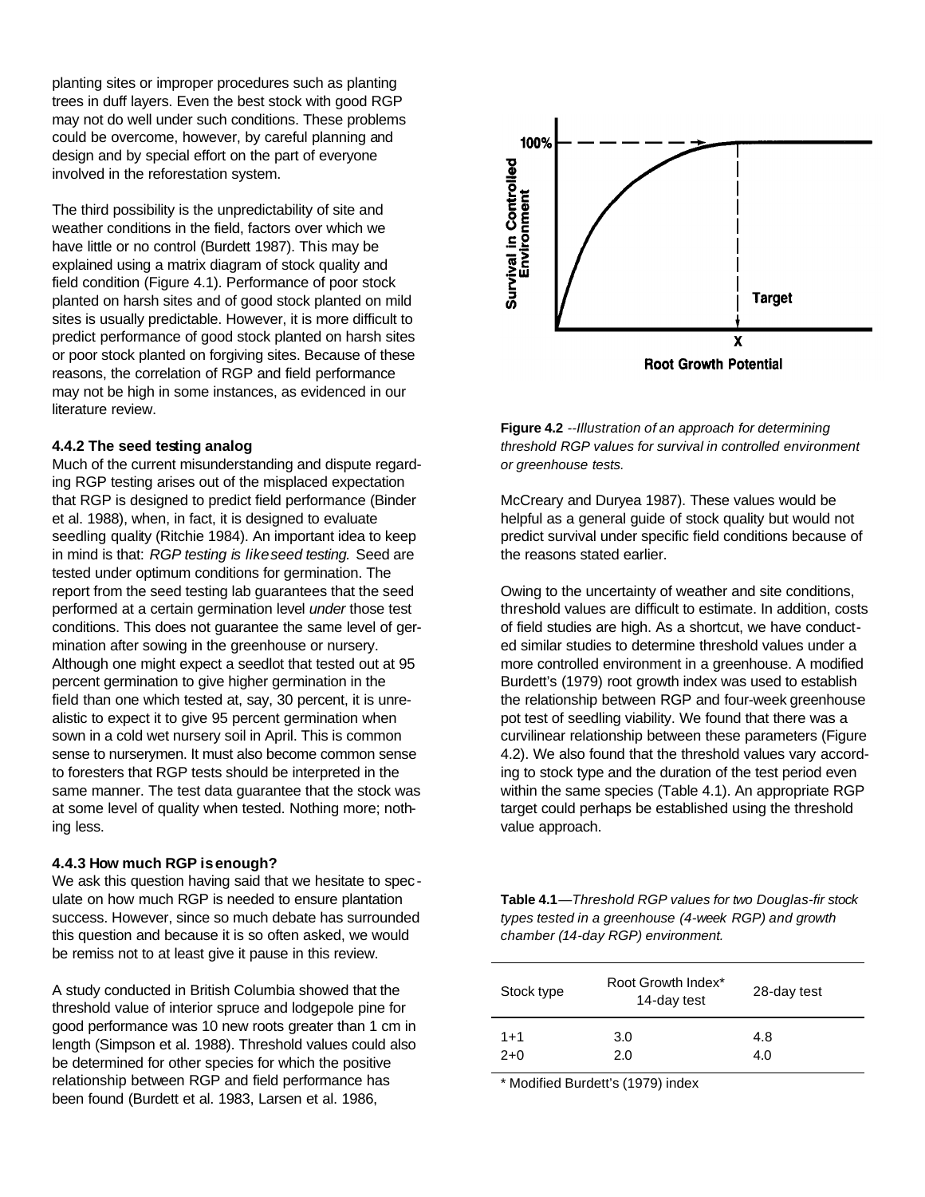planting sites or improper procedures such as planting trees in duff layers. Even the best stock with good RGP may not do well under such conditions. These problems could be overcome, however, by careful planning and design and by special effort on the part of everyone involved in the reforestation system.

The third possibility is the unpredictability of site and weather conditions in the field, factors over which we have little or no control (Burdett 1987). This may be explained using a matrix diagram of stock quality and field condition (Figure 4.1). Performance of poor stock planted on harsh sites and of good stock planted on mild sites is usually predictable. However, it is more difficult to predict performance of good stock planted on harsh sites or poor stock planted on forgiving sites. Because of these reasons, the correlation of RGP and field performance may not be high in some instances, as evidenced in our literature review.

### 4.4.2 The seed testing analog

Much of the current misunderstanding and dispute regarding RGP testing arises out of the misplaced expectation that RGP is designed to predict field performance (Binder et al. 1988), when, in fact, it is designed to evaluate seedling quality (Ritchie 1984). An important idea to keep in mind is that: *RGP testing is like seed testing.* Seed are tested under optimum conditions for germination. The report from the seed testing lab guarantees that the seed performed at a certain germination level *under* those test conditions. This does not guarantee the same level of germination after sowing in the greenhouse or nursery. Although one might expect a seedlot that tested out at 95 percent germination to give higher germination in the field than one which tested at, say, 30 percent, it is unrealistic to expect it to give 95 percent germination when sown in a cold wet nursery soil in April. This is common sense to nurserymen. It must also become common sense to foresters that RGP tests should be interpreted in the same manner. The test data guarantee that the stock was at some level of quality when tested. Nothing more; nothing less.

### 4.4.3 How much RGP is enough?

We ask this question having said that we hesitate to speculate on how much RGP is needed to ensure plantation success. However, since so much debate has surrounded this question and because it is so often asked, we would be remiss not to at least give it pause in this review.

A study conducted in British Columbia showed that the threshold value of interior spruce and lodgepole pine for good performance was 10 new roots greater than 1 cm in length (Simpson et al. 1988). Threshold values could also be determined for other species for which the positive relationship between RGP and field performance has been found (Burdett et al. 1983, Larsen et al. 1986, McCreary and Duryea 1987). These values would be helpful as a general guide of stock quality but would not predict survival under specific field conditions because of the reasons stated earlier.

**Figure 4.2** *--Illustration of an approach for determining threshold RGP values for survival in controlled environment or greenhouse tests.*

Owing to the uncertainty of weather and site conditions, threshold values are difficult to estimate. In addition, costs of field studies are high. As a shortcut, we have conducted similar studies to determine threshold values under a more controlled environment in a greenhouse. A modified Burdett's (1979) root growth index was used to establish the relationship between RGP and four-week greenhouse pot test of seedling viability. We found that there was a curvilinear relationship between these parameters (Figure 4.2). We also found that the threshold values vary according to stock type and the duration of the test period even within the same species (Table 4.1). An appropriate RGP target could perhaps be established using the threshold value approach.

**Table 4.1**—*Threshold RGP values for two Douglas-fir stock types tested in a greenhouse (4-week RGP) and growth chamber (14-day RGP) environment.*

| Stock type | Root Growth Index* 14-day test | 28-day test |
|---|---|---|
| 1+1 | 3.0 | 4.8 |
| 2+0 | 2.0 | 4.0 |

\* Modified Burdett's (1979) index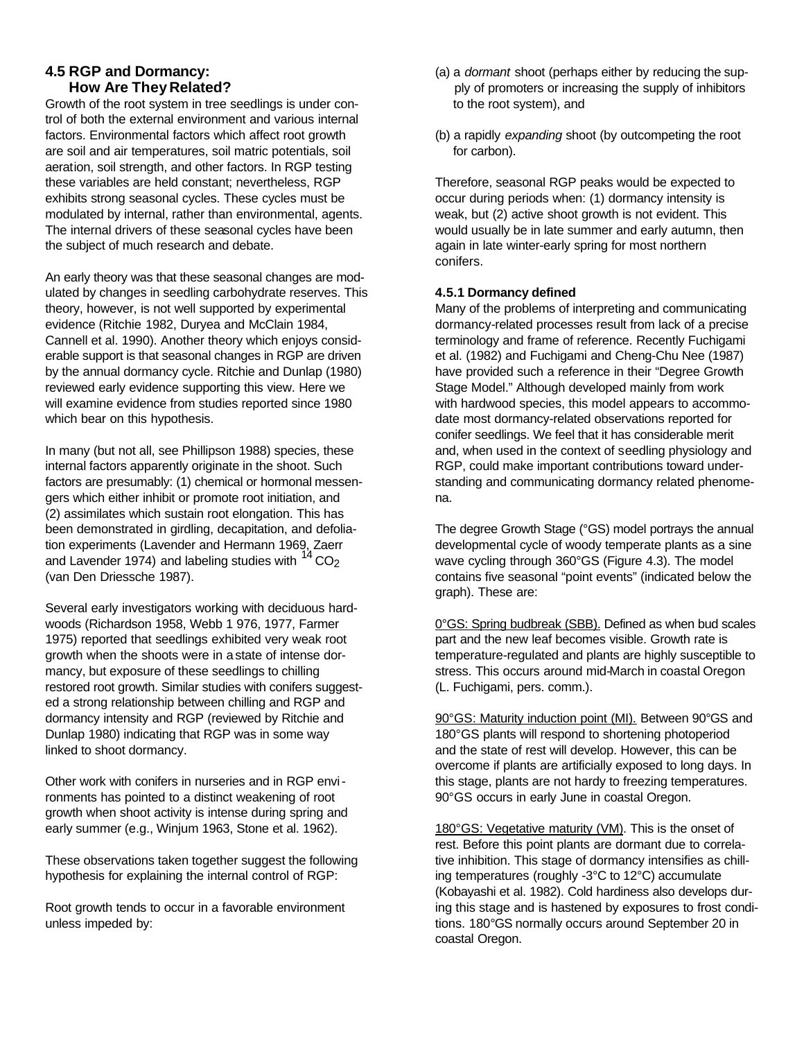## 4.5 RGP and Dormancy: How Are They Related?

Growth of the root system in tree seedlings is under control of both the external environment and various internal factors. Environmental factors which affect root growth are soil and air temperatures, soil matric potentials, soil aeration, soil strength, and other factors. In RGP testing these variables are held constant; nevertheless, RGP exhibits strong seasonal cycles. These cycles must be modulated by internal, rather than environmental, agents. The internal drivers of these seasonal cycles have been the subject of much research and debate.

An early theory was that these seasonal changes are modulated by changes in seedling carbohydrate reserves. This theory, however, is not well supported by experimental evidence (Ritchie 1982, Duryea and McClain 1984, Cannell et al. 1990). Another theory which enjoys considerable support is that seasonal changes in RGP are driven by the annual dormancy cycle. Ritchie and Dunlap (1980) reviewed early evidence supporting this view. Here we will examine evidence from studies reported since 1980 which bear on this hypothesis.

In many (but not all, see Phillipson 1988) species, these internal factors apparently originate in the shoot. Such factors are presumably: (1) chemical or hormonal messengers which either inhibit or promote root initiation, and (2) assimilates which sustain root elongation. This has been demonstrated in girdling, decapitation, and defoliation experiments (Lavender and Hermann 1969, Zaerr and Lavender 1974) and labeling studies with $^{14}CO_2$ (van Den Driessche 1987).

Several early investigators working with deciduous hardwoods (Richardson 1958, Webb 1 976, 1977, Farmer 1975) reported that seedlings exhibited very weak root growth when the shoots were in a state of intense dormancy, but exposure of these seedlings to chilling restored root growth. Similar studies with conifers suggested a strong relationship between chilling and RGP and dormancy intensity and RGP (reviewed by Ritchie and Dunlap 1980) indicating that RGP was in some way linked to shoot dormancy.

Other work with conifers in nurseries and in RGP environments has pointed to a distinct weakening of root growth when shoot activity is intense during spring and early summer (e.g., Winjum 1963, Stone et al. 1962).

These observations taken together suggest the following hypothesis for explaining the internal control of RGP:

Root growth tends to occur in a favorable environment unless impeded by:

(a) a *dormant* shoot (perhaps either by reducing the supply of promoters or increasing the supply of inhibitors to the root system), and

(b) a rapidly *expanding* shoot (by outcompeting the root for carbon).

Therefore, seasonal RGP peaks would be expected to occur during periods when: (1) dormancy intensity is weak, but (2) active shoot growth is not evident. This would usually be in late summer and early autumn, then again in late winter-early spring for most northern conifers.

### 4.5.1 Dormancy defined

Many of the problems of interpreting and communicating dormancy-related processes result from lack of a precise terminology and frame of reference. Recently Fuchigami et al. (1982) and Fuchigami and Cheng-Chu Nee (1987) have provided such a reference in their "Degree Growth Stage Model." Although developed mainly from work with hardwood species, this model appears to accommodate most dormancy-related observations reported for conifer seedlings. We feel that it has considerable merit and, when used in the context of seedling physiology and RGP, could make important contributions toward understanding and communicating dormancy related phenomena.

The degree Growth Stage (°GS) model portrays the annual developmental cycle of woody temperate plants as a sine wave cycling through 360°GS (Figure 4.3). The model contains five seasonal "point events" (indicated below the graph). These are:

0°GS: Spring budbreak (SBB). Defined as when bud scales part and the new leaf becomes visible. Growth rate is temperature-regulated and plants are highly susceptible to stress. This occurs around mid-March in coastal Oregon (L. Fuchigami, pers. comm.).

90°GS: Maturity induction point (MI). Between 90°GS and 180°GS plants will respond to shortening photoperiod and the state of rest will develop. However, this can be overcome if plants are artificially exposed to long days. In this stage, plants are not hardy to freezing temperatures. 90°GS occurs in early June in coastal Oregon.

180°GS: Vegetative maturity (VM). This is the onset of rest. Before this point plants are dormant due to correlative inhibition. This stage of dormancy intensifies as chilling temperatures (roughly -3°C to 12°C) accumulate (Kobayashi et al. 1982). Cold hardiness also develops during this stage and is hastened by exposures to frost conditions. 180°GS normally occurs around September 20 in coastal Oregon.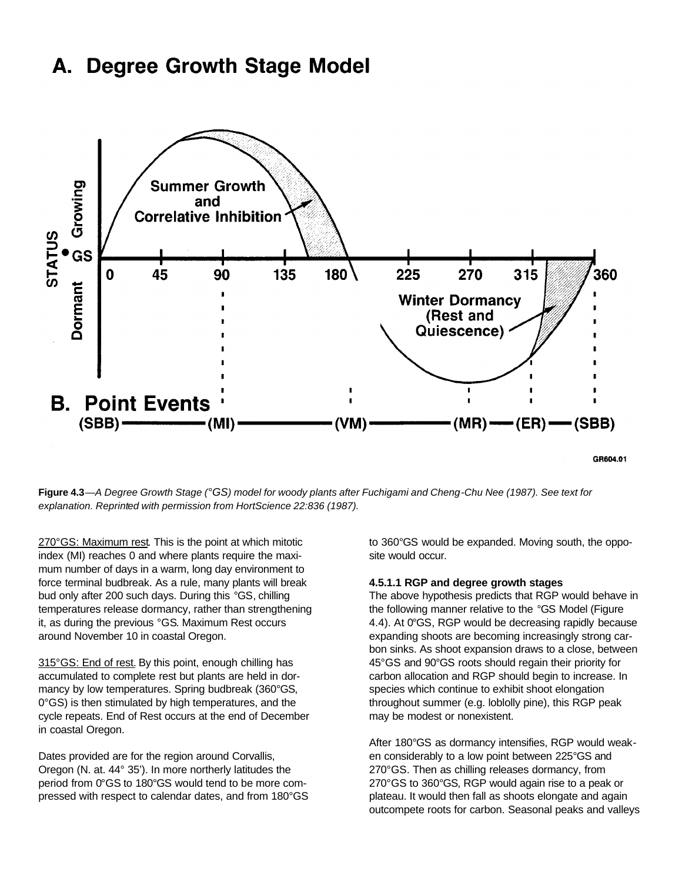**Figure 4.3**—*A Degree Growth Stage (°GS) model for woody plants after Fuchigami and Cheng-Chu Nee (1987). See text for explanation. Reprinted with permission from HortScience 22:836 (1987).*

270°GS: Maximum rest. This is the point at which mitotic index (MI) reaches 0 and where plants require the maximum number of days in a warm, long day environment to force terminal budbreak. As a rule, many plants will break bud only after 200 such days. During this °GS, chilling temperatures release dormancy, rather than strengthening it, as during the previous °GS. Maximum Rest occurs around November 10 in coastal Oregon.

315°GS: End of rest. By this point, enough chilling has accumulated to complete rest but plants are held in dormancy by low temperatures. Spring budbreak (360°GS, 0°GS) is then stimulated by high temperatures, and the cycle repeats. End of Rest occurs at the end of December in coastal Oregon.

Dates provided are for the region around Corvallis, Oregon (N. at. 44° 35'). In more northerly latitudes the period from 0°GS to 180°GS would tend to be more compressed with respect to calendar dates, and from 180°GS to 360°GS would be expanded. Moving south, the opposite would occur.

#### 4.5.1.1 RGP and degree growth stages

The above hypothesis predicts that RGP would behave in the following manner relative to the °GS Model (Figure 4.4). At 0°GS, RGP would be decreasing rapidly because expanding shoots are becoming increasingly strong carbon sinks. As shoot expansion draws to a close, between 45°GS and 90°GS roots should regain their priority for carbon allocation and RGP should begin to increase. In species which continue to exhibit shoot elongation throughout summer (e.g. loblolly pine), this RGP peak may be modest or nonexistent.

After 180°GS as dormancy intensifies, RGP would weaken considerably to a low point between 225°GS and 270°GS. Then as chilling releases dormancy, from 270°GS to 360°GS, RGP would again rise to a peak or plateau. It would then fall as shoots elongate and again outcompete roots for carbon. Seasonal peaks and valleys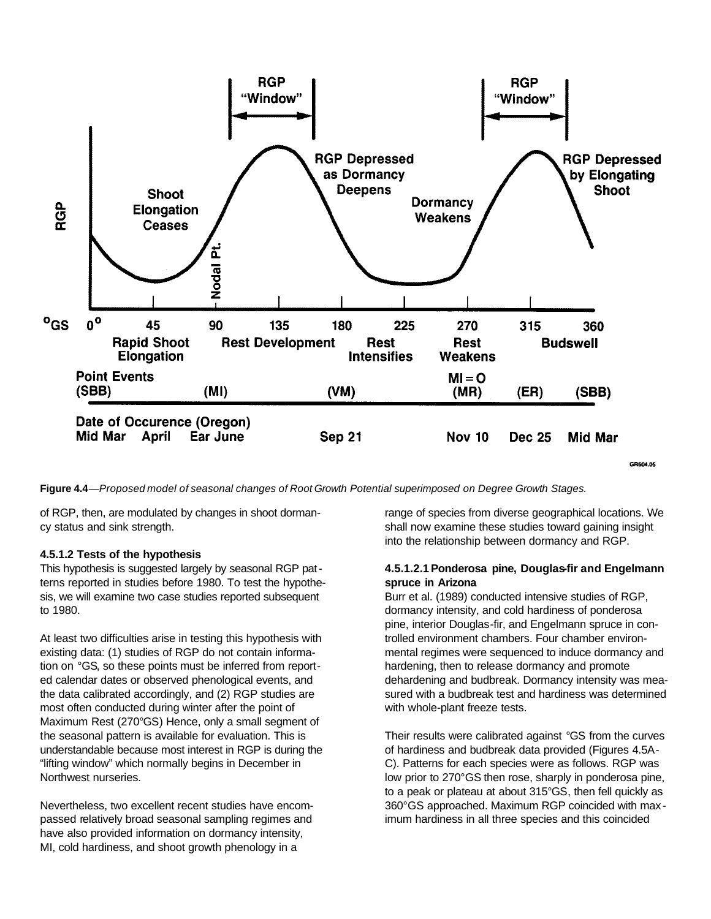**Figure 4.4**—*Proposed model of seasonal changes of Root Growth Potential superimposed on Degree Growth Stages.*

of RGP, then, are modulated by changes in shoot dormancy status and sink strength.

#### 4.5.1.2 Tests of the hypothesis

This hypothesis is suggested largely by seasonal RGP patterns reported in studies before 1980. To test the hypothesis, we will examine two case studies reported subsequent to 1980.

At least two difficulties arise in testing this hypothesis with existing data: (1) studies of RGP do not contain information on °GS, so these points must be inferred from reported calendar dates or observed phenological events, and the data calibrated accordingly, and (2) RGP studies are most often conducted during winter after the point of Maximum Rest (270°GS) Hence, only a small segment of the seasonal pattern is available for evaluation. This is understandable because most interest in RGP is during the "lifting window" which normally begins in December in Northwest nurseries.

Nevertheless, two excellent recent studies have encompassed relatively broad seasonal sampling regimes and have also provided information on dormancy intensity, MI, cold hardiness, and shoot growth phenology in a range of species from diverse geographical locations. We shall now examine these studies toward gaining insight into the relationship between dormancy and RGP.

##### 4.5.1.2.1 Ponderosa pine, Douglas-fir and Engelmann spruce in Arizona

Burr et al. (1989) conducted intensive studies of RGP, dormancy intensity, and cold hardiness of ponderosa pine, interior Douglas-fir, and Engelmann spruce in controlled environment chambers. Four chamber environmental regimes were sequenced to induce dormancy and hardening, then to release dormancy and promote dehardening and budbreak. Dormancy intensity was measured with a budbreak test and hardiness was determined with whole-plant freeze tests.

Their results were calibrated against °GS from the curves of hardiness and budbreak data provided (Figures 4.5A-C). Patterns for each species were as follows. RGP was low prior to 270°GS then rose, sharply in ponderosa pine, to a peak or plateau at about 315°GS, then fell quickly as 360°GS approached. Maximum RGP coincided with maximum hardiness in all three species and this coincided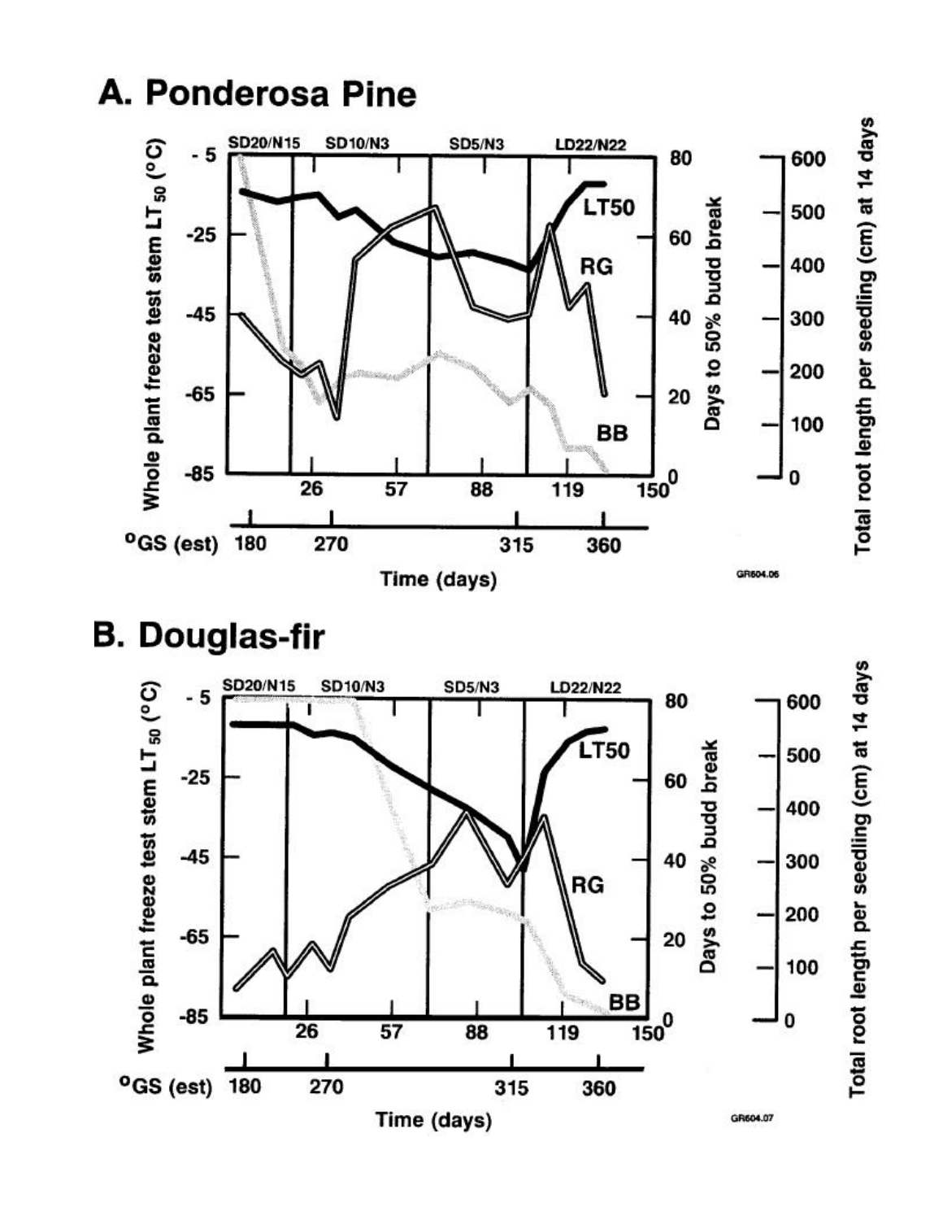## A. Ponderosa Pine

## B. Douglas-fir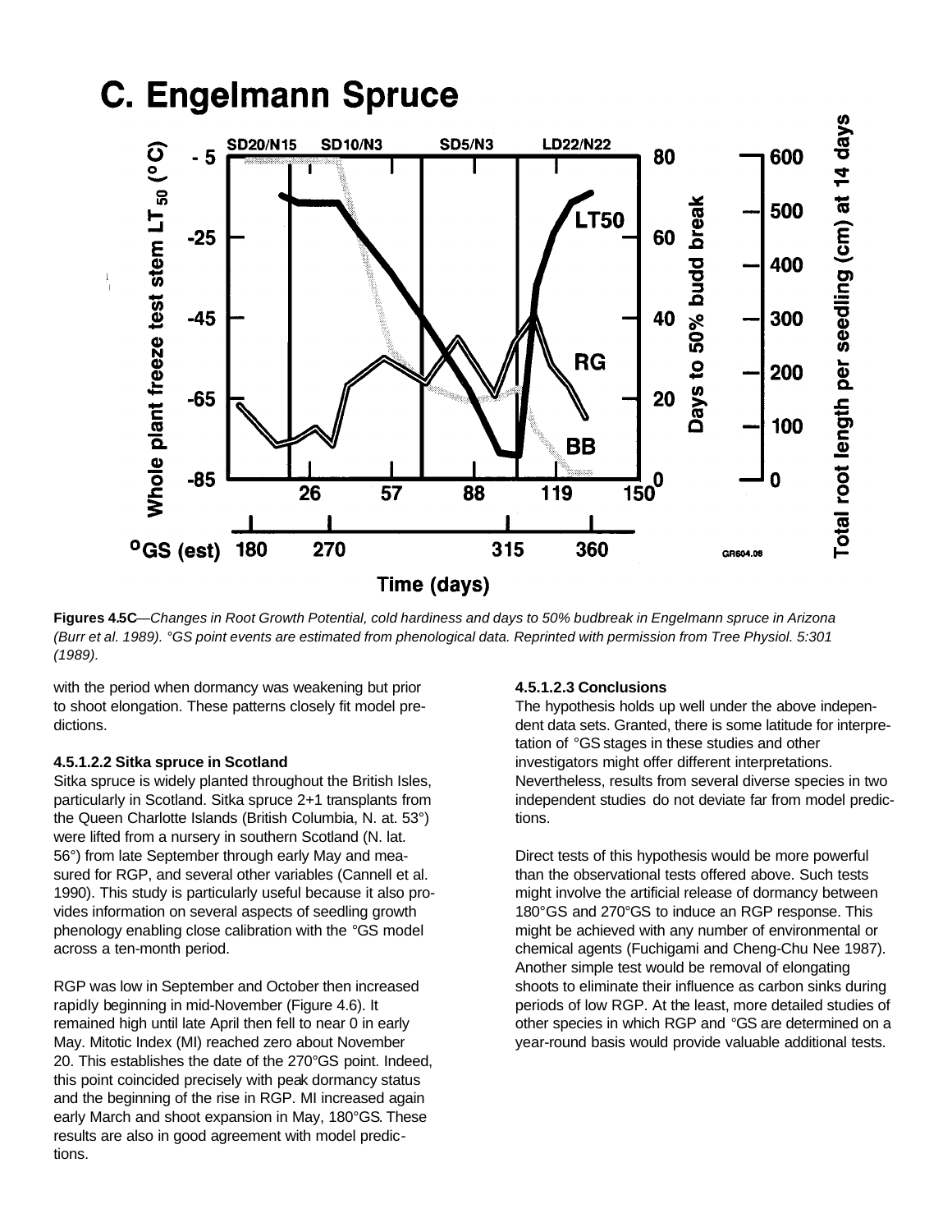**Figures 4.5C**—*Changes in Root Growth Potential, cold hardiness and days to 50% budbreak in Engelmann spruce in Arizona (Burr et al. 1989). °GS point events are estimated from phenological data. Reprinted with permission from Tree Physiol. 5:301 (1989).*

with the period when dormancy was weakening but prior to shoot elongation. These patterns closely fit model predictions.

#### 4.5.1.2.2 Sitka spruce in Scotland

Sitka spruce is widely planted throughout the British Isles, particularly in Scotland. Sitka spruce 2+1 transplants from the Queen Charlotte Islands (British Columbia, N. at. 53°) were lifted from a nursery in southern Scotland (N. lat. 56°) from late September through early May and measured for RGP, and several other variables (Cannell et al. 1990). This study is particularly useful because it also provides information on several aspects of seedling growth phenology enabling close calibration with the °GS model across a ten-month period.

RGP was low in September and October then increased rapidly beginning in mid-November (Figure 4.6). It remained high until late April then fell to near 0 in early May. Mitotic Index (MI) reached zero about November 20. This establishes the date of the 270°GS point. Indeed, this point coincided precisely with peak dormancy status and the beginning of the rise in RGP. MI increased again early March and shoot expansion in May, 180°GS. These results are also in good agreement with model predictions.

#### 4.5.1.2.3 Conclusions

The hypothesis holds up well under the above independent data sets. Granted, there is some latitude for interpretation of °GS stages in these studies and other investigators might offer different interpretations. Nevertheless, results from several diverse species in two independent studies do not deviate far from model predictions.

Direct tests of this hypothesis would be more powerful than the observational tests offered above. Such tests might involve the artificial release of dormancy between 180°GS and 270°GS to induce an RGP response. This might be achieved with any number of environmental or chemical agents (Fuchigami and Cheng-Chu Nee 1987). Another simple test would be removal of elongating shoots to eliminate their influence as carbon sinks during periods of low RGP. At the least, more detailed studies of other species in which RGP and °GS are determined on a year-round basis would provide valuable additional tests.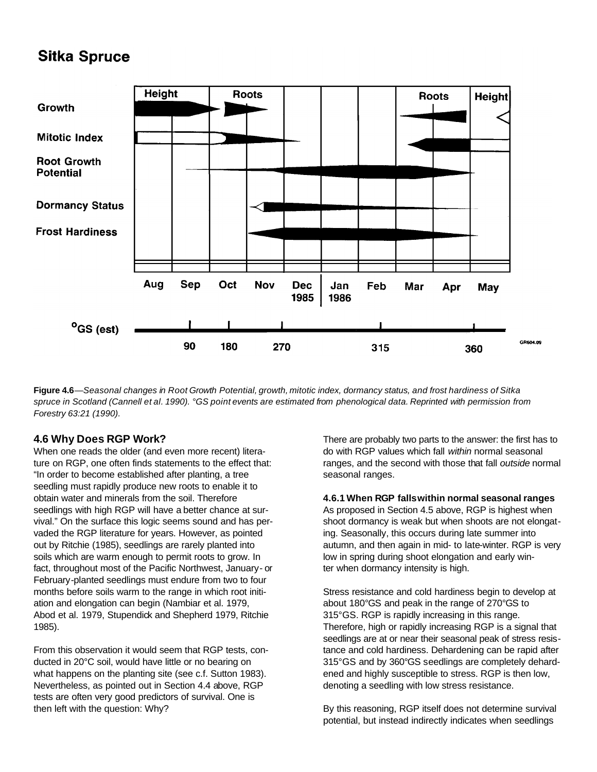## Sitka Spruce

**Figure 4.6**—*Seasonal changes in Root Growth Potential, growth, mitotic index, dormancy status, and frost hardiness of Sitka spruce in Scotland (Cannell et al. 1990). °GS point events are estimated from phenological data. Reprinted with permission from Forestry 63:21 (1990).*

### 4.6 Why Does RGP Work?

When one reads the older (and even more recent) literature on RGP, one often finds statements to the effect that: "In order to become established after planting, a tree seedling must rapidly produce new roots to enable it to obtain water and minerals from the soil. Therefore seedlings with high RGP will have a better chance at survival." On the surface this logic seems sound and has pervaded the RGP literature for years. However, as pointed out by Ritchie (1985), seedlings are rarely planted into soils which are warm enough to permit roots to grow. In fact, throughout most of the Pacific Northwest, January- or February-planted seedlings must endure from two to four months before soils warm to the range in which root initiation and elongation can begin (Nambiar et al. 1979, Abod et al. 1979, Stupendick and Shepherd 1979, Ritchie 1985).

From this observation it would seem that RGP tests, conducted in 20°C soil, would have little or no bearing on what happens on the planting site (see c.f. Sutton 1983). Nevertheless, as pointed out in Section 4.4 above, RGP tests are often very good predictors of survival. One is then left with the question: Why?

There are probably two parts to the answer: the first has to do with RGP values which fall *within* normal seasonal ranges, and the second with those that fall *outside* normal seasonal ranges.

#### 4.6.1 When RGP falls within normal seasonal ranges

As proposed in Section 4.5 above, RGP is highest when shoot dormancy is weak but when shoots are not elongating. Seasonally, this occurs during late summer into autumn, and then again in mid- to late-winter. RGP is very low in spring during shoot elongation and early winter when dormancy intensity is high.

Stress resistance and cold hardiness begin to develop at about 180°GS and peak in the range of 270°GS to 315°GS. RGP is rapidly increasing in this range. Therefore, high or rapidly increasing RGP is a signal that seedlings are at or near their seasonal peak of stress resistance and cold hardiness. Dehardening can be rapid after 315°GS and by 360°GS seedlings are completely dehardened and highly susceptible to stress. RGP is then low, denoting a seedling with low stress resistance.

By this reasoning, RGP itself does not determine survival potential, but instead indirectly indicates when seedlings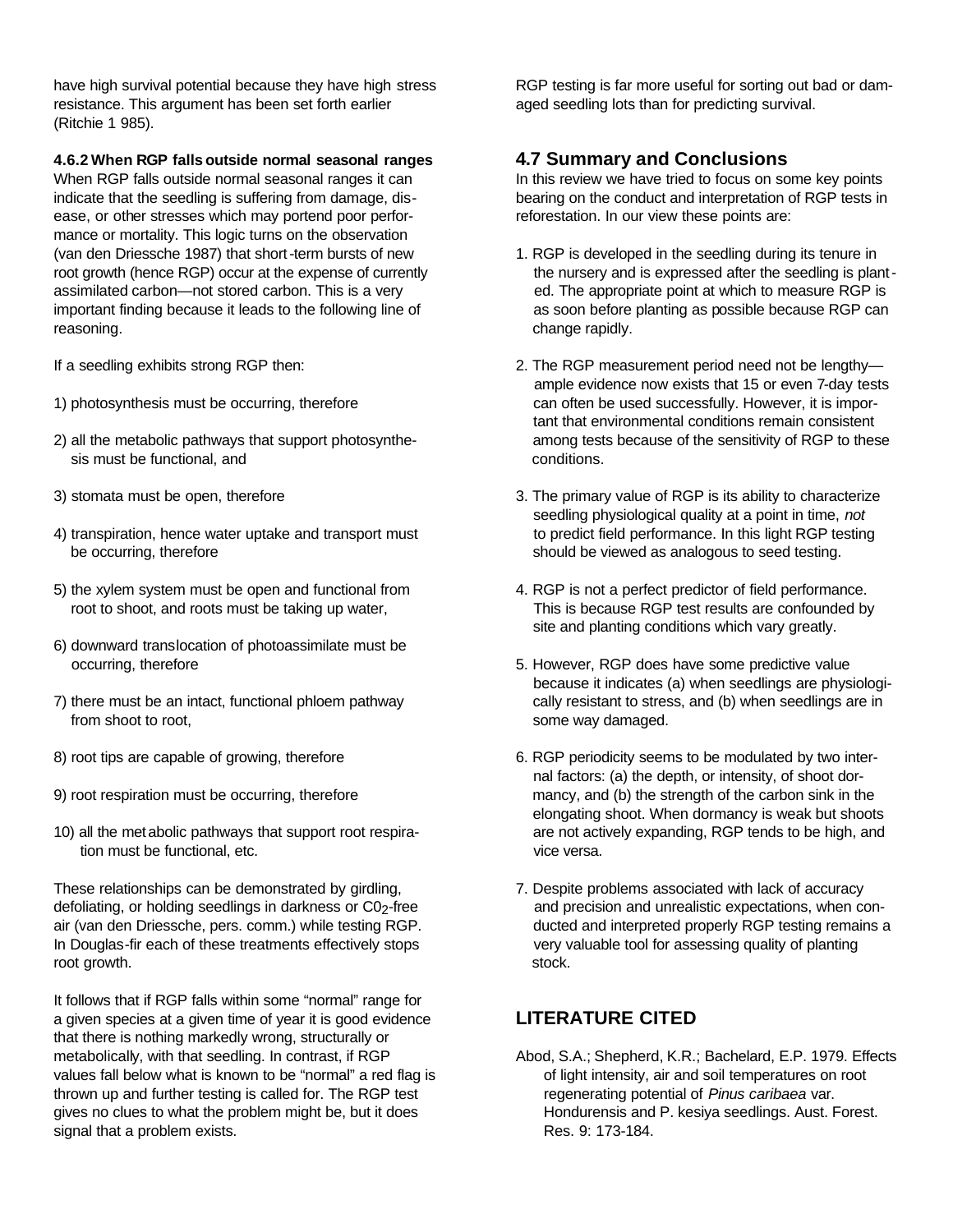have high survival potential because they have high stress resistance. This argument has been set forth earlier (Ritchie 1 985).

#### 4.6.2 When RGP falls outside normal seasonal ranges

When RGP falls outside normal seasonal ranges it can indicate that the seedling is suffering from damage, disease, or other stresses which may portend poor performance or mortality. This logic turns on the observation (van den Driessche 1987) that short-term bursts of new root growth (hence RGP) occur at the expense of currently assimilated carbon—not stored carbon. This is a very important finding because it leads to the following line of reasoning.

If a seedling exhibits strong RGP then:

1) photosynthesis must be occurring, therefore

2) all the metabolic pathways that support photosynthesis must be functional, and

3) stomata must be open, therefore

4) transpiration, hence water uptake and transport must be occurring, therefore

5) the xylem system must be open and functional from root to shoot, and roots must be taking up water,

6) downward translocation of photoassimilate must be occurring, therefore

7) there must be an intact, functional phloem pathway from shoot to root,

8) root tips are capable of growing, therefore

9) root respiration must be occurring, therefore

10) all the metabolic pathways that support root respiration must be functional, etc.

These relationships can be demonstrated by girdling, defoliating, or holding seedlings in darkness or $C0_2$-free air (van den Driessche, pers. comm.) while testing RGP. In Douglas-fir each of these treatments effectively stops root growth.

It follows that if RGP falls within some "normal" range for a given species at a given time of year it is good evidence that there is nothing markedly wrong, structurally or metabolically, with that seedling. In contrast, if RGP values fall below what is known to be "normal" a red flag is thrown up and further testing is called for. The RGP test gives no clues to what the problem might be, but it does signal that a problem exists.

RGP testing is far more useful for sorting out bad or damaged seedling lots than for predicting survival.

### 4.7 Summary and Conclusions

In this review we have tried to focus on some key points bearing on the conduct and interpretation of RGP tests in reforestation. In our view these points are:

1. RGP is developed in the seedling during its tenure in the nursery and is expressed after the seedling is planted. The appropriate point at which to measure RGP is as soon before planting as possible because RGP can change rapidly.

2. The RGP measurement period need not be lengthy—ample evidence now exists that 15 or even 7-day tests can often be used successfully. However, it is important that environmental conditions remain consistent among tests because of the sensitivity of RGP to these conditions.

3. The primary value of RGP is its ability to characterize seedling physiological quality at a point in time, *not* to predict field performance. In this light RGP testing should be viewed as analogous to seed testing.

4. RGP is not a perfect predictor of field performance. This is because RGP test results are confounded by site and planting conditions which vary greatly.

5. However, RGP does have some predictive value because it indicates (a) when seedlings are physiologically resistant to stress, and (b) when seedlings are in some way damaged.

6. RGP periodicity seems to be modulated by two internal factors: (a) the depth, or intensity, of shoot dormancy, and (b) the strength of the carbon sink in the elongating shoot. When dormancy is weak but shoots are not actively expanding, RGP tends to be high, and vice versa.

7. Despite problems associated with lack of accuracy and precision and unrealistic expectations, when conducted and interpreted properly RGP testing remains a very valuable tool for assessing quality of planting stock.

## LITERATURE CITED

Abod, S.A.; Shepherd, K.R.; Bachelard, E.P. 1979. Effects of light intensity, air and soil temperatures on root regenerating potential of *Pinus caribaea* var. Hondurensis and P. kesiya seedlings. Aust. Forest. Res. 9: 173-184.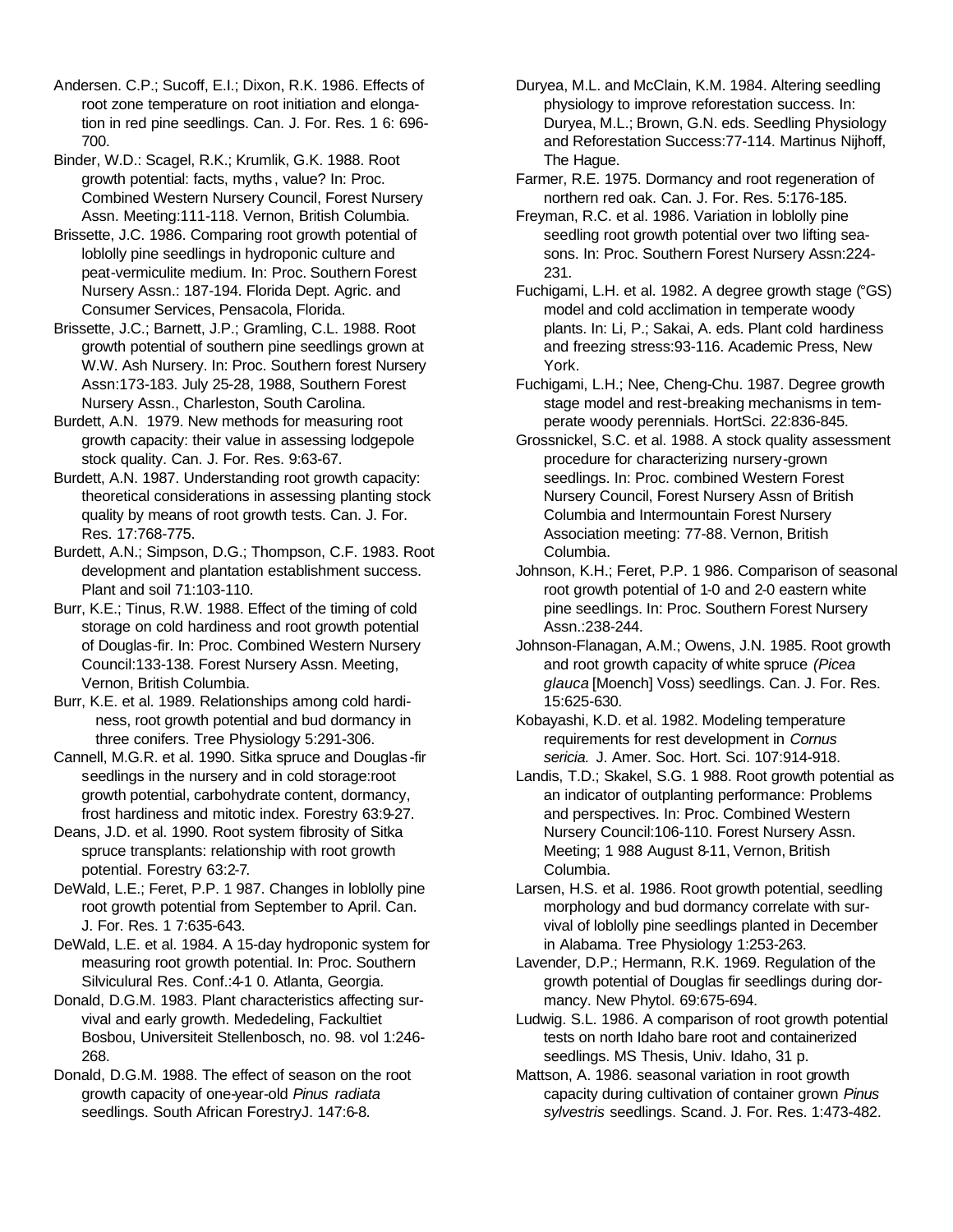Andersen. C.P.; Sucoff, E.I.; Dixon, R.K. 1986. Effects of root zone temperature on root initiation and elongation in red pine seedlings. Can. J. For. Res. 1 6: 696-700.

Binder, W.D.: Scagel, R.K.; Krumlik, G.K. 1988. Root growth potential: facts, myths, value? In: Proc. Combined Western Nursery Council, Forest Nursery Assn. Meeting:111-118. Vernon, British Columbia.

Brissette, J.C. 1986. Comparing root growth potential of loblolly pine seedlings in hydroponic culture and peat-vermiculite medium. In: Proc. Southern Forest Nursery Assn.: 187-194. Florida Dept. Agric. and Consumer Services, Pensacola, Florida.

Brissette, J.C.; Barnett, J.P.; Gramling, C.L. 1988. Root growth potential of southern pine seedlings grown at W.W. Ash Nursery. In: Proc. Southern forest Nursery Assn:173-183. July 25-28, 1988, Southern Forest Nursery Assn., Charleston, South Carolina.

Burdett, A.N. 1979. New methods for measuring root growth capacity: their value in assessing lodgepole stock quality. Can. J. For. Res. 9:63-67.

Burdett, A.N. 1987. Understanding root growth capacity: theoretical considerations in assessing planting stock quality by means of root growth tests. Can. J. For. Res. 17:768-775.

Burdett, A.N.; Simpson, D.G.; Thompson, C.F. 1983. Root development and plantation establishment success. Plant and soil 71:103-110.

Burr, K.E.; Tinus, R.W. 1988. Effect of the timing of cold storage on cold hardiness and root growth potential of Douglas-fir. In: Proc. Combined Western Nursery Council:133-138. Forest Nursery Assn. Meeting, Vernon, British Columbia.

Burr, K.E. et al. 1989. Relationships among cold hardiness, root growth potential and bud dormancy in three conifers. Tree Physiology 5:291-306.

Cannell, M.G.R. et al. 1990. Sitka spruce and Douglas-fir seedlings in the nursery and in cold storage:root growth potential, carbohydrate content, dormancy, frost hardiness and mitotic index. Forestry 63:9-27.

Deans, J.D. et al. 1990. Root system fibrosity of Sitka spruce transplants: relationship with root growth potential. Forestry 63:2-7.

DeWald, L.E.; Feret, P.P. 1 987. Changes in loblolly pine root growth potential from September to April. Can. J. For. Res. 1 7:635-643.

DeWald, L.E. et al. 1984. A 15-day hydroponic system for measuring root growth potential. In: Proc. Southern Silviculural Res. Conf.:4-1 0. Atlanta, Georgia.

Donald, D.G.M. 1983. Plant characteristics affecting survival and early growth. Mededeling, Fackultiet Bosbou, Universiteit Stellenbosch, no. 98. vol 1:246-268.

Donald, D.G.M. 1988. The effect of season on the root growth capacity of one-year-old *Pinus radiata* seedlings. South African ForestryJ. 147:6-8.

Duryea, M.L. and McClain, K.M. 1984. Altering seedling physiology to improve reforestation success. In: Duryea, M.L.; Brown, G.N. eds. Seedling Physiology and Reforestation Success:77-114. Martinus Nijhoff, The Hague.

Farmer, R.E. 1975. Dormancy and root regeneration of northern red oak. Can. J. For. Res. 5:176-185.

Freyman, R.C. et al. 1986. Variation in loblolly pine seedling root growth potential over two lifting seasons. In: Proc. Southern Forest Nursery Assn:224-231.

Fuchigami, L.H. et al. 1982. A degree growth stage (°GS) model and cold acclimation in temperate woody plants. In: Li, P.; Sakai, A. eds. Plant cold hardiness and freezing stress:93-116. Academic Press, New York.

Fuchigami, L.H.; Nee, Cheng-Chu. 1987. Degree growth stage model and rest-breaking mechanisms in temperate woody perennials. HortSci. 22:836-845.

Grossnickel, S.C. et al. 1988. A stock quality assessment procedure for characterizing nursery-grown seedlings. In: Proc. combined Western Forest Nursery Council, Forest Nursery Assn of British Columbia and Intermountain Forest Nursery Association meeting: 77-88. Vernon, British Columbia.

Johnson, K.H.; Feret, P.P. 1 986. Comparison of seasonal root growth potential of 1-0 and 2-0 eastern white pine seedlings. In: Proc. Southern Forest Nursery Assn.:238-244.

Johnson-Flanagan, A.M.; Owens, J.N. 1985. Root growth and root growth capacity of white spruce *(Picea glauca* [Moench] Voss) seedlings. Can. J. For. Res. 15:625-630.

Kobayashi, K.D. et al. 1982. Modeling temperature requirements for rest development in *Cornus sericia.* J. Amer. Soc. Hort. Sci. 107:914-918.

Landis, T.D.; Skakel, S.G. 1 988. Root growth potential as an indicator of outplanting performance: Problems and perspectives. In: Proc. Combined Western Nursery Council:106-110. Forest Nursery Assn. Meeting; 1 988 August 8-11, Vernon, British Columbia.

Larsen, H.S. et al. 1986. Root growth potential, seedling morphology and bud dormancy correlate with survival of loblolly pine seedlings planted in December in Alabama. Tree Physiology 1:253-263.

Lavender, D.P.; Hermann, R.K. 1969. Regulation of the growth potential of Douglas fir seedlings during dormancy. New Phytol. 69:675-694.

Ludwig. S.L. 1986. A comparison of root growth potential tests on north Idaho bare root and containerized seedlings. MS Thesis, Univ. Idaho, 31 p.

Mattson, A. 1986. seasonal variation in root growth capacity during cultivation of container grown *Pinus sylvestris* seedlings. Scand. J. For. Res. 1:473-482.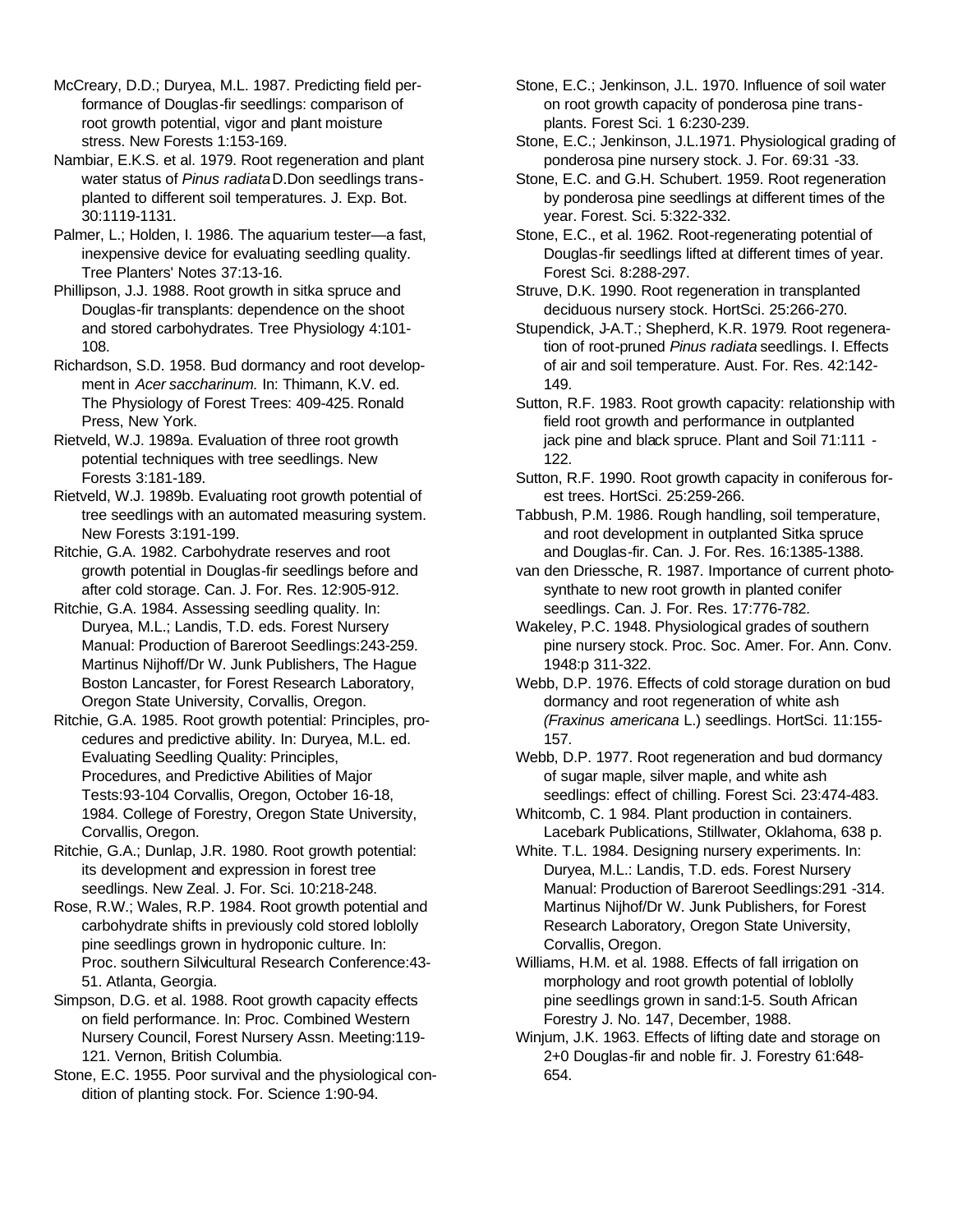McCreary, D.D.; Duryea, M.L. 1987. Predicting field performance of Douglas-fir seedlings: comparison of root growth potential, vigor and plant moisture stress. New Forests 1:153-169.

Nambiar, E.K.S. et al. 1979. Root regeneration and plant water status of *Pinus radiata* D.Don seedlings transplanted to different soil temperatures. J. Exp. Bot. 30:1119-1131.

Palmer, L.; Holden, I. 1986. The aquarium tester—a fast, inexpensive device for evaluating seedling quality. Tree Planters' Notes 37:13-16.

Phillipson, J.J. 1988. Root growth in sitka spruce and Douglas-fir transplants: dependence on the shoot and stored carbohydrates. Tree Physiology 4:101-108.

Richardson, S.D. 1958. Bud dormancy and root development in *Acer saccharinum.* In: Thimann, K.V. ed. The Physiology of Forest Trees: 409-425. Ronald Press, New York.

Rietveld, W.J. 1989a. Evaluation of three root growth potential techniques with tree seedlings. New Forests 3:181-189.

Rietveld, W.J. 1989b. Evaluating root growth potential of tree seedlings with an automated measuring system. New Forests 3:191-199.

Ritchie, G.A. 1982. Carbohydrate reserves and root growth potential in Douglas-fir seedlings before and after cold storage. Can. J. For. Res. 12:905-912.

Ritchie, G.A. 1984. Assessing seedling quality. In: Duryea, M.L.; Landis, T.D. eds. Forest Nursery Manual: Production of Bareroot Seedlings:243-259. Martinus Nijhoff/Dr W. Junk Publishers, The Hague Boston Lancaster, for Forest Research Laboratory, Oregon State University, Corvallis, Oregon.

Ritchie, G.A. 1985. Root growth potential: Principles, procedures and predictive ability. In: Duryea, M.L. ed. Evaluating Seedling Quality: Principles, Procedures, and Predictive Abilities of Major Tests:93-104 Corvallis, Oregon, October 16-18, 1984. College of Forestry, Oregon State University, Corvallis, Oregon.

Ritchie, G.A.; Dunlap, J.R. 1980. Root growth potential: its development and expression in forest tree seedlings. New Zeal. J. For. Sci. 10:218-248.

Rose, R.W.; Wales, R.P. 1984. Root growth potential and carbohydrate shifts in previously cold stored loblolly pine seedlings grown in hydroponic culture. In: Proc. southern Silvicultural Research Conference:43-51. Atlanta, Georgia.

Simpson, D.G. et al. 1988. Root growth capacity effects on field performance. In: Proc. Combined Western Nursery Council, Forest Nursery Assn. Meeting:119-121. Vernon, British Columbia.

Stone, E.C. 1955. Poor survival and the physiological condition of planting stock. For. Science 1:90-94.

Stone, E.C.; Jenkinson, J.L. 1970. Influence of soil water on root growth capacity of ponderosa pine transplants. Forest Sci. 1 6:230-239.

Stone, E.C.; Jenkinson, J.L.1971. Physiological grading of ponderosa pine nursery stock. J. For. 69:31 -33.

Stone, E.C. and G.H. Schubert. 1959. Root regeneration by ponderosa pine seedlings at different times of the year. Forest. Sci. 5:322-332.

Stone, E.C., et al. 1962. Root-regenerating potential of Douglas-fir seedlings lifted at different times of year. Forest Sci. 8:288-297.

Struve, D.K. 1990. Root regeneration in transplanted deciduous nursery stock. HortSci. 25:266-270.

Stupendick, J-A.T.; Shepherd, K.R. 1979. Root regeneration of root-pruned *Pinus radiata* seedlings. I. Effects of air and soil temperature. Aust. For. Res. 42:142-149.

Sutton, R.F. 1983. Root growth capacity: relationship with field root growth and performance in outplanted jack pine and black spruce. Plant and Soil 71:111 - 122.

Sutton, R.F. 1990. Root growth capacity in coniferous forest trees. HortSci. 25:259-266.

Tabbush, P.M. 1986. Rough handling, soil temperature, and root development in outplanted Sitka spruce and Douglas-fir. Can. J. For. Res. 16:1385-1388.

van den Driessche, R. 1987. Importance of current photosynthate to new root growth in planted conifer seedlings. Can. J. For. Res. 17:776-782.

Wakeley, P.C. 1948. Physiological grades of southern pine nursery stock. Proc. Soc. Amer. For. Ann. Conv. 1948:p 311-322.

Webb, D.P. 1976. Effects of cold storage duration on bud dormancy and root regeneration of white ash *(Fraxinus americana* L.) seedlings. HortSci. 11:155-157.

Webb, D.P. 1977. Root regeneration and bud dormancy of sugar maple, silver maple, and white ash seedlings: effect of chilling. Forest Sci. 23:474-483.

Whitcomb, C. 1 984. Plant production in containers. Lacebark Publications, Stillwater, Oklahoma, 638 p.

White. T.L. 1984. Designing nursery experiments. In: Duryea, M.L.: Landis, T.D. eds. Forest Nursery Manual: Production of Bareroot Seedlings:291 -314. Martinus Nijhoff/Dr W. Junk Publishers, for Forest Research Laboratory, Oregon State University, Corvallis, Oregon.

Williams, H.M. et al. 1988. Effects of fall irrigation on morphology and root growth potential of loblolly pine seedlings grown in sand:1-5. South African Forestry J. No. 147, December, 1988.

Winjum, J.K. 1963. Effects of lifting date and storage on 2+0 Douglas-fir and noble fir. J. Forestry 61:648-654.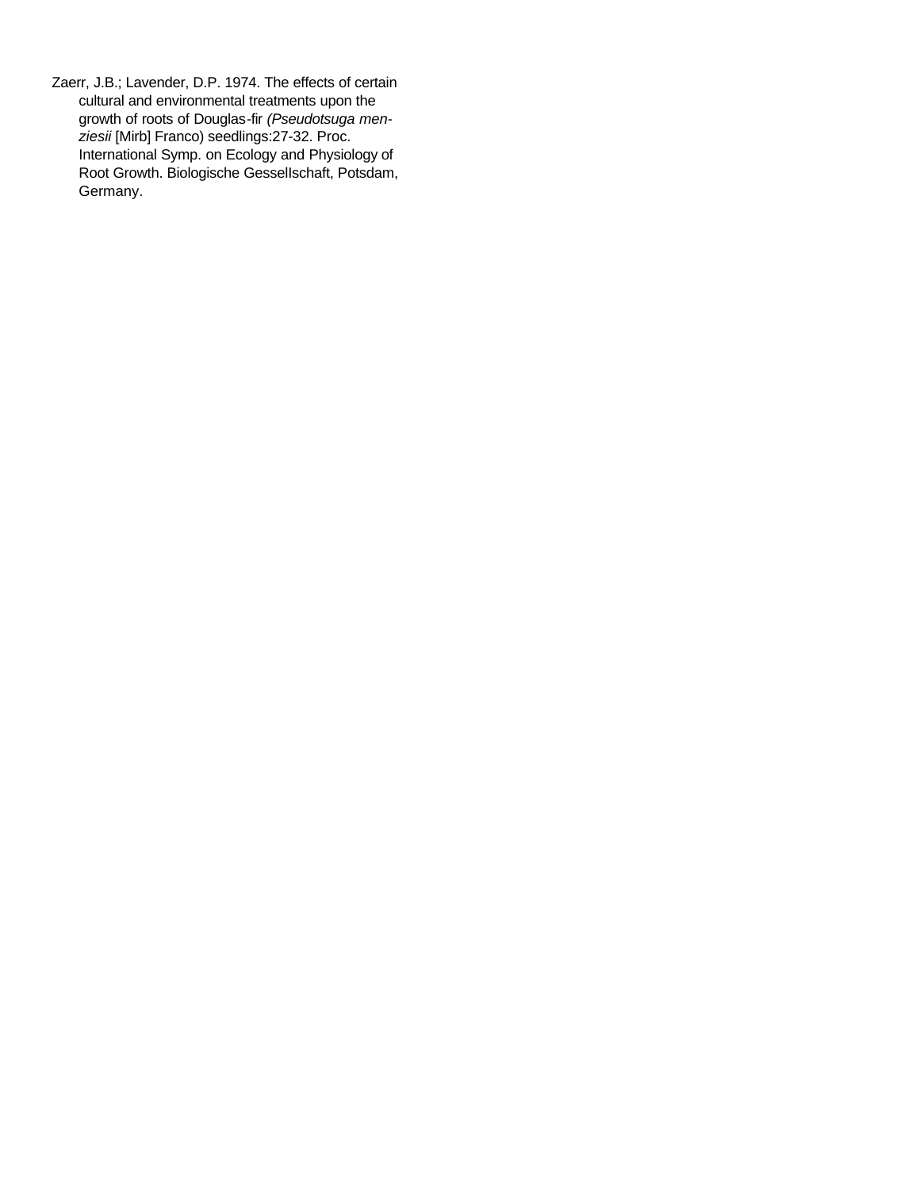Zaerr, J.B.; Lavender, D.P. 1974. The effects of certain cultural and environmental treatments upon the growth of roots of Douglas-fir *(Pseudotsuga menziesii* [Mirb] Franco) seedlings:27-32. Proc. International Symp. on Ecology and Physiology of Root Growth. Biologische Gessellschaft, Potsdam, Germany.